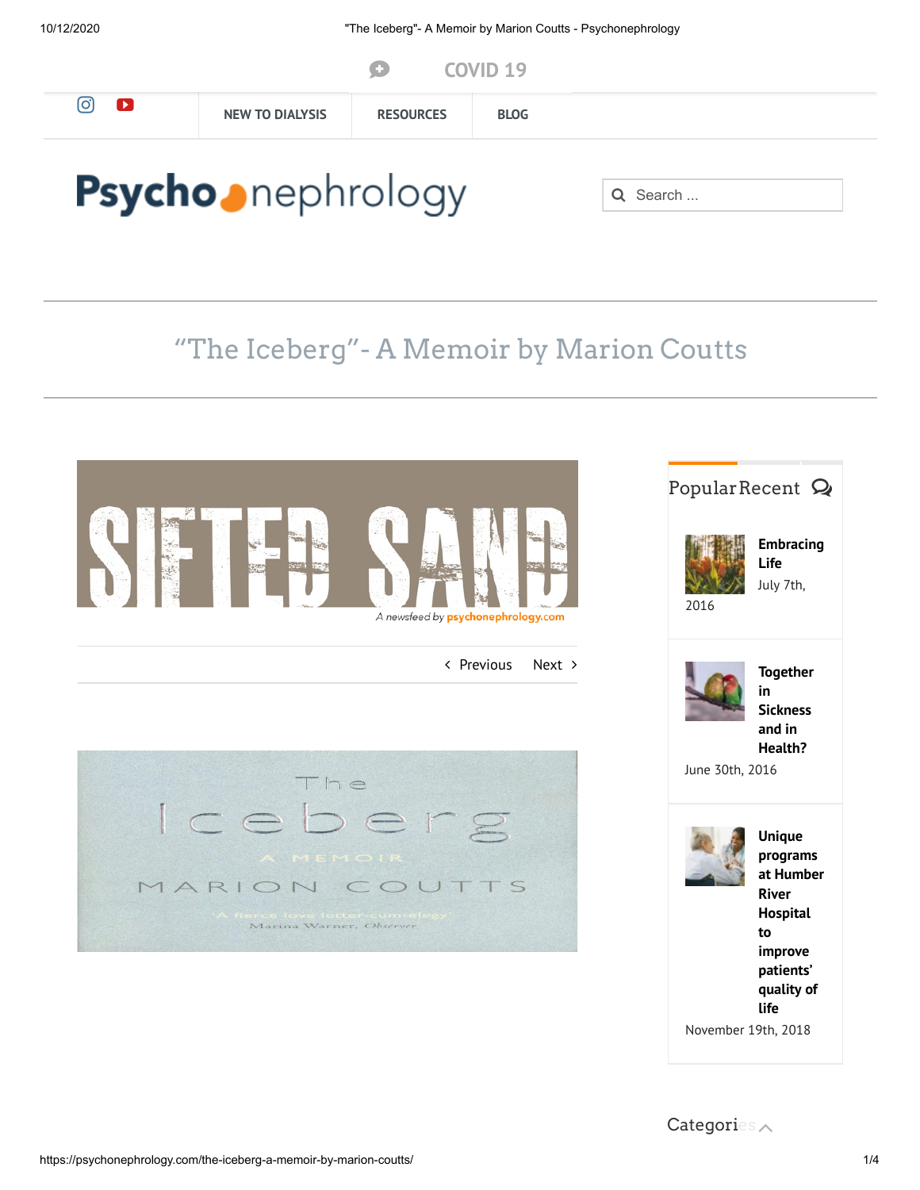COVID 19

NEW TO DIALYSIS | RESOURCES | BLOG

Psycho nephrology

Search ...

# "The Iceberg"- A Memoir by Marion Coutts

SIFTED SAND

*A newsfeed by* psychonephrology.com

‹ Previous    Next ›

The Iceberg

A MEMOIR

MARION COUTTS

'A fierce love letter-cum-elegy'
Marina Warner, *Observer*

Popular Recent

**Embracing Life**
July 7th, 2016

**Together in Sickness and in Health?**
June 30th, 2016

**Unique programs at Humber River Hospital to improve patients' quality of life**
November 19th, 2018

Categories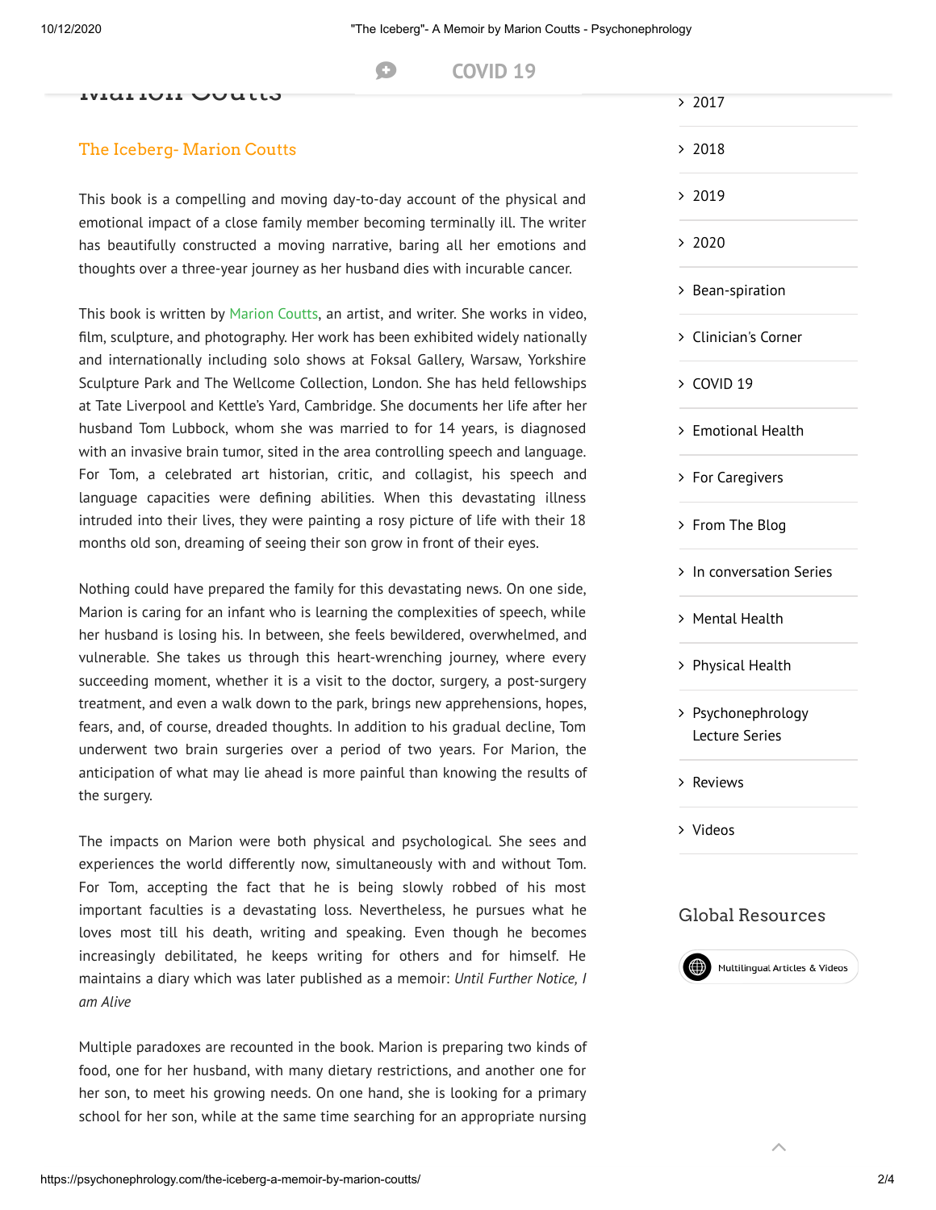## The Iceberg- Marion Coutts

This book is a compelling and moving day-to-day account of the physical and emotional impact of a close family member becoming terminally ill. The writer has beautifully constructed a moving narrative, baring all her emotions and thoughts over a three-year journey as her husband dies with incurable cancer.

This book is written by Marion Coutts, an artist, and writer. She works in video, film, sculpture, and photography. Her work has been exhibited widely nationally and internationally including solo shows at Foksal Gallery, Warsaw, Yorkshire Sculpture Park and The Wellcome Collection, London. She has held fellowships at Tate Liverpool and Kettle's Yard, Cambridge. She documents her life after her husband Tom Lubbock, whom she was married to for 14 years, is diagnosed with an invasive brain tumor, sited in the area controlling speech and language. For Tom, a celebrated art historian, critic, and collagist, his speech and language capacities were defining abilities. When this devastating illness intruded into their lives, they were painting a rosy picture of life with their 18 months old son, dreaming of seeing their son grow in front of their eyes.

Nothing could have prepared the family for this devastating news. On one side, Marion is caring for an infant who is learning the complexities of speech, while her husband is losing his. In between, she feels bewildered, overwhelmed, and vulnerable. She takes us through this heart-wrenching journey, where every succeeding moment, whether it is a visit to the doctor, surgery, a post-surgery treatment, and even a walk down to the park, brings new apprehensions, hopes, fears, and, of course, dreaded thoughts. In addition to his gradual decline, Tom underwent two brain surgeries over a period of two years. For Marion, the anticipation of what may lie ahead is more painful than knowing the results of the surgery.

The impacts on Marion were both physical and psychological. She sees and experiences the world differently now, simultaneously with and without Tom. For Tom, accepting the fact that he is being slowly robbed of his most important faculties is a devastating loss. Nevertheless, he pursues what he loves most till his death, writing and speaking. Even though he becomes increasingly debilitated, he keeps writing for others and for himself. He maintains a diary which was later published as a memoir: *Until Further Notice, I am Alive*

Multiple paradoxes are recounted in the book. Marion is preparing two kinds of food, one for her husband, with many dietary restrictions, and another one for her son, to meet his growing needs. On one hand, she is looking for a primary school for her son, while at the same time searching for an appropriate nursing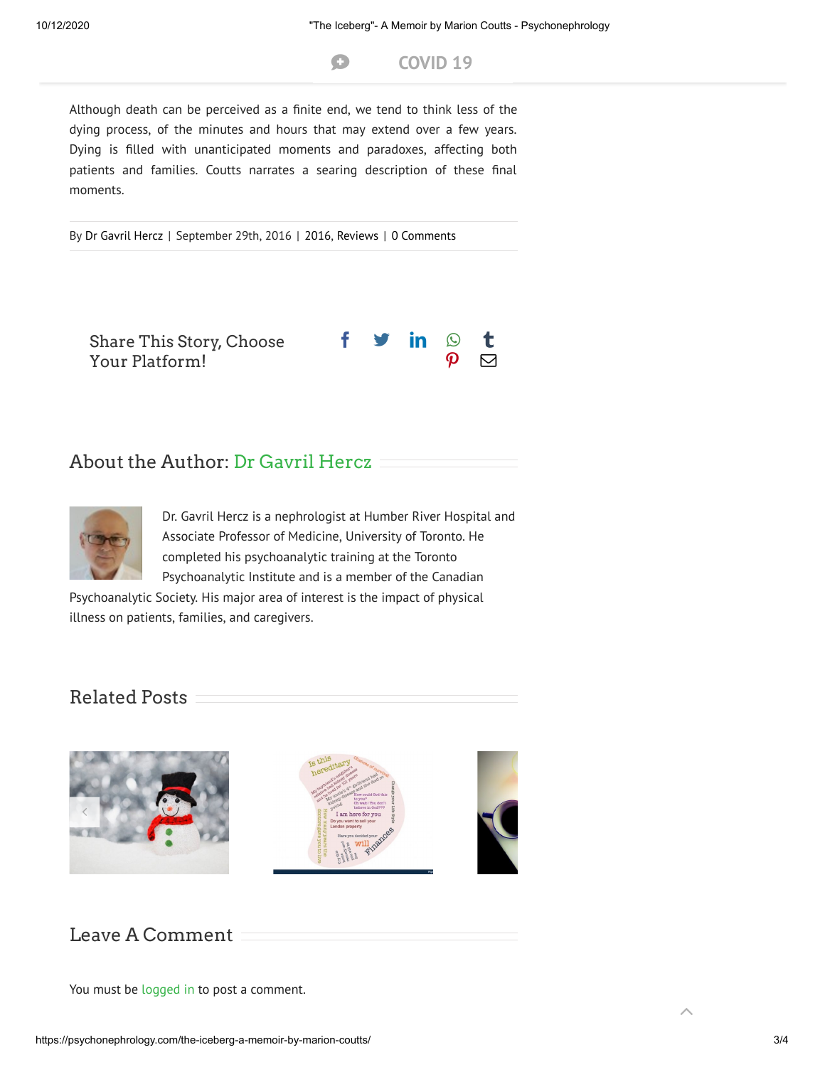COVID 19

Although death can be perceived as a finite end, we tend to think less of the dying process, of the minutes and hours that may extend over a few years. Dying is filled with unanticipated moments and paradoxes, affecting both patients and families. Coutts narrates a searing description of these final moments.

By Dr Gavril Hercz | September 29th, 2016 | 2016, Reviews | 0 Comments

Share This Story, Choose Your Platform!

## About the Author: Dr Gavril Hercz

Dr. Gavril Hercz is a nephrologist at Humber River Hospital and Associate Professor of Medicine, University of Toronto. He completed his psychoanalytic training at the Toronto Psychoanalytic Institute and is a member of the Canadian Psychoanalytic Society. His major area of interest is the impact of physical illness on patients, families, and caregivers.

## Related Posts

## Leave A Comment

You must be logged in to post a comment.